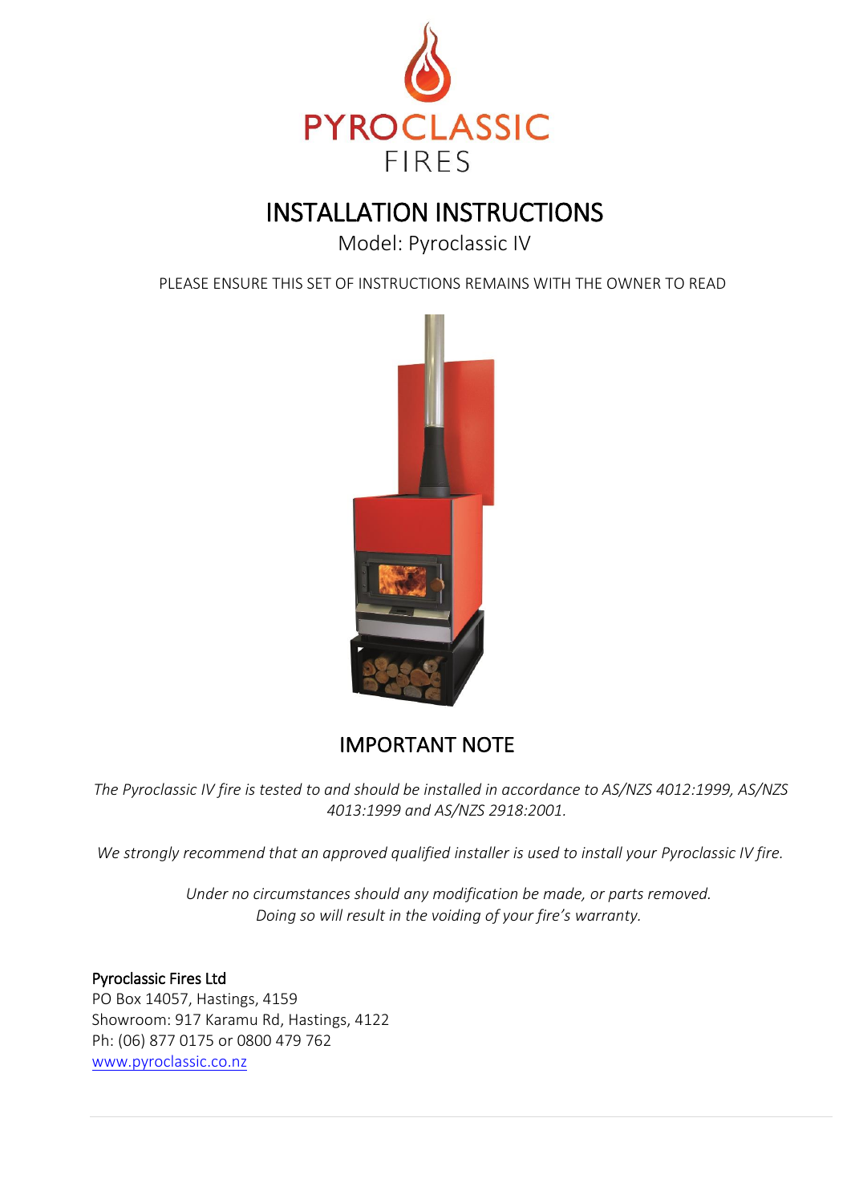PYROCLASSIC FIRES

# INSTALLATION INSTRUCTIONS

Model: Pyroclassic IV

PLEASE ENSURE THIS SET OF INSTRUCTIONS REMAINS WITH THE OWNER TO READ

## IMPORTANT NOTE

*The Pyroclassic IV fire is tested to and should be installed in accordance to AS/NZS 4012:1999, AS/NZS 4013:1999 and AS/NZS 2918:2001.*

*We strongly recommend that an approved qualified installer is used to install your Pyroclassic IV fire.*

*Under no circumstances should any modification be made, or parts removed. Doing so will result in the voiding of your fire's warranty.*

Pyroclassic Fires Ltd
PO Box 14057, Hastings, 4159
Showroom: 917 Karamu Rd, Hastings, 4122
Ph: (06) 877 0175 or 0800 479 762
[www.pyroclassic.co.nz](http://www.pyroclassic.co.nz)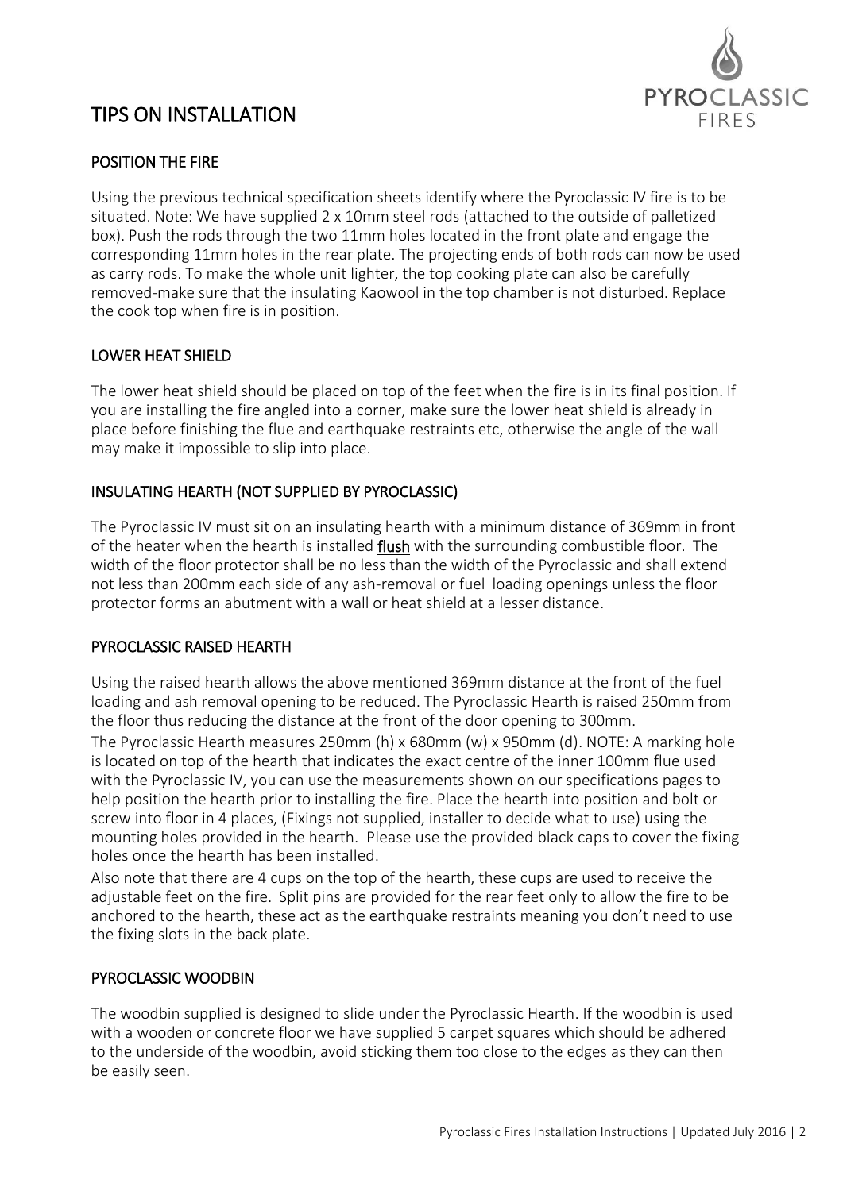# TIPS ON INSTALLATION

## POSITION THE FIRE

Using the previous technical specification sheets identify where the Pyroclassic IV fire is to be situated. Note: We have supplied 2 x 10mm steel rods (attached to the outside of palletized box). Push the rods through the two 11mm holes located in the front plate and engage the corresponding 11mm holes in the rear plate. The projecting ends of both rods can now be used as carry rods. To make the whole unit lighter, the top cooking plate can also be carefully removed-make sure that the insulating Kaowool in the top chamber is not disturbed. Replace the cook top when fire is in position.

## LOWER HEAT SHIELD

The lower heat shield should be placed on top of the feet when the fire is in its final position. If you are installing the fire angled into a corner, make sure the lower heat shield is already in place before finishing the flue and earthquake restraints etc, otherwise the angle of the wall may make it impossible to slip into place.

## INSULATING HEARTH (NOT SUPPLIED BY PYROCLASSIC)

The Pyroclassic IV must sit on an insulating hearth with a minimum distance of 369mm in front of the heater when the hearth is installed **flush** with the surrounding combustible floor. The width of the floor protector shall be no less than the width of the Pyroclassic and shall extend not less than 200mm each side of any ash-removal or fuel loading openings unless the floor protector forms an abutment with a wall or heat shield at a lesser distance.

## PYROCLASSIC RAISED HEARTH

Using the raised hearth allows the above mentioned 369mm distance at the front of the fuel loading and ash removal opening to be reduced. The Pyroclassic Hearth is raised 250mm from the floor thus reducing the distance at the front of the door opening to 300mm.

The Pyroclassic Hearth measures 250mm (h) x 680mm (w) x 950mm (d). NOTE: A marking hole is located on top of the hearth that indicates the exact centre of the inner 100mm flue used with the Pyroclassic IV, you can use the measurements shown on our specifications pages to help position the hearth prior to installing the fire. Place the hearth into position and bolt or screw into floor in 4 places, (Fixings not supplied, installer to decide what to use) using the mounting holes provided in the hearth. Please use the provided black caps to cover the fixing holes once the hearth has been installed.

Also note that there are 4 cups on the top of the hearth, these cups are used to receive the adjustable feet on the fire. Split pins are provided for the rear feet only to allow the fire to be anchored to the hearth, these act as the earthquake restraints meaning you don't need to use the fixing slots in the back plate.

## PYROCLASSIC WOODBIN

The woodbin supplied is designed to slide under the Pyroclassic Hearth. If the woodbin is used with a wooden or concrete floor we have supplied 5 carpet squares which should be adhered to the underside of the woodbin, avoid sticking them too close to the edges as they can then be easily seen.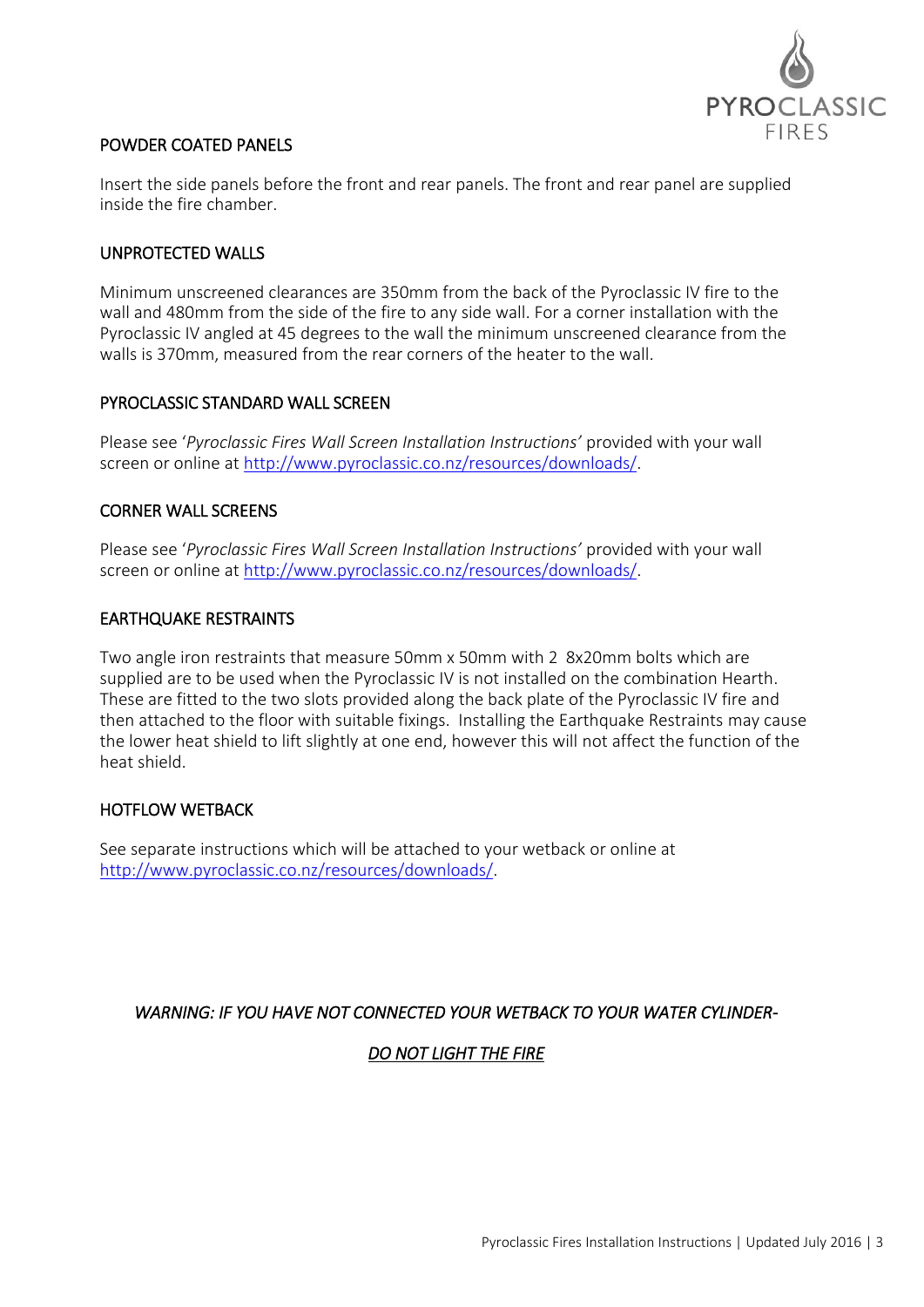## POWDER COATED PANELS

Insert the side panels before the front and rear panels. The front and rear panel are supplied inside the fire chamber.

## UNPROTECTED WALLS

Minimum unscreened clearances are 350mm from the back of the Pyroclassic IV fire to the wall and 480mm from the side of the fire to any side wall. For a corner installation with the Pyroclassic IV angled at 45 degrees to the wall the minimum unscreened clearance from the walls is 370mm, measured from the rear corners of the heater to the wall.

## PYROCLASSIC STANDARD WALL SCREEN

Please see '*Pyroclassic Fires Wall Screen Installation Instructions'* provided with your wall screen or online at [http://www.pyroclassic.co.nz/resources/downloads/](http://www.pyroclassic.co.nz/resources/downloads/).

## CORNER WALL SCREENS

Please see '*Pyroclassic Fires Wall Screen Installation Instructions'* provided with your wall screen or online at [http://www.pyroclassic.co.nz/resources/downloads/](http://www.pyroclassic.co.nz/resources/downloads/).

## EARTHQUAKE RESTRAINTS

Two angle iron restraints that measure 50mm x 50mm with 2 8x20mm bolts which are supplied are to be used when the Pyroclassic IV is not installed on the combination Hearth. These are fitted to the two slots provided along the back plate of the Pyroclassic IV fire and then attached to the floor with suitable fixings. Installing the Earthquake Restraints may cause the lower heat shield to lift slightly at one end, however this will not affect the function of the heat shield.

## HOTFLOW WETBACK

See separate instructions which will be attached to your wetback or online at [http://www.pyroclassic.co.nz/resources/downloads/](http://www.pyroclassic.co.nz/resources/downloads/).

*WARNING: IF YOU HAVE NOT CONNECTED YOUR WETBACK TO YOUR WATER CYLINDER-*

*DO NOT LIGHT THE FIRE*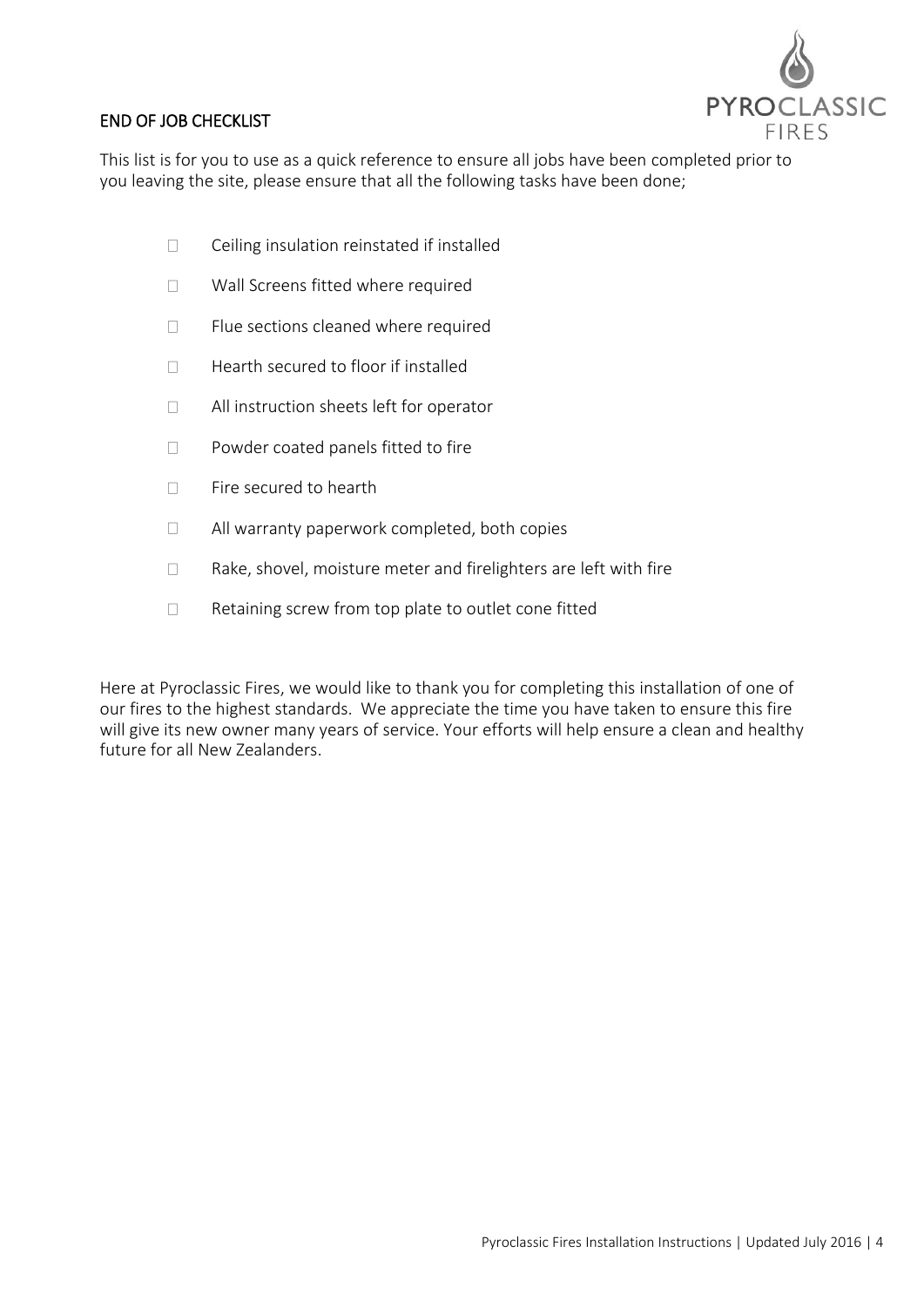## END OF JOB CHECKLIST

This list is for you to use as a quick reference to ensure all jobs have been completed prior to you leaving the site, please ensure that all the following tasks have been done;

- ☐ Ceiling insulation reinstated if installed
- ☐ Wall Screens fitted where required
- ☐ Flue sections cleaned where required
- ☐ Hearth secured to floor if installed
- ☐ All instruction sheets left for operator
- ☐ Powder coated panels fitted to fire
- ☐ Fire secured to hearth
- ☐ All warranty paperwork completed, both copies
- ☐ Rake, shovel, moisture meter and firelighters are left with fire
- ☐ Retaining screw from top plate to outlet cone fitted

Here at Pyroclassic Fires, we would like to thank you for completing this installation of one of our fires to the highest standards. We appreciate the time you have taken to ensure this fire will give its new owner many years of service. Your efforts will help ensure a clean and healthy future for all New Zealanders.